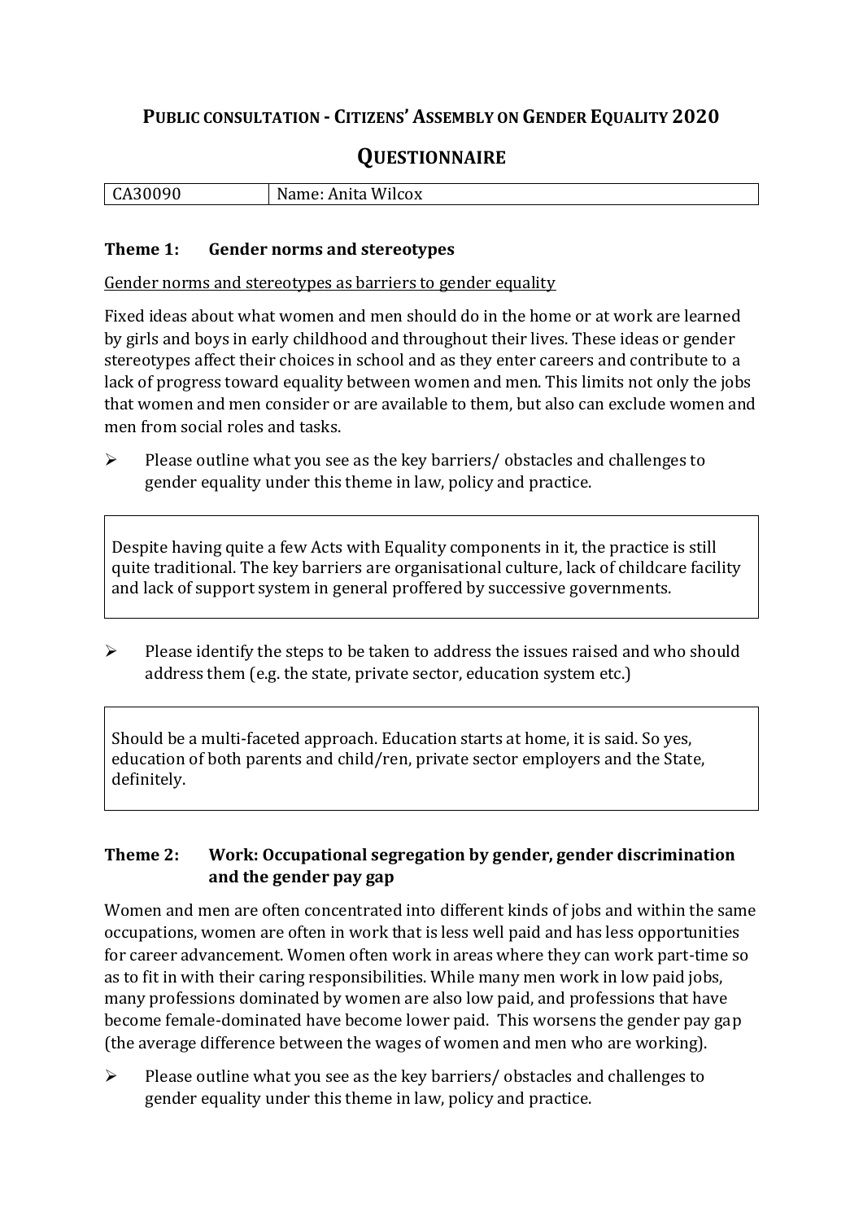# PUBLIC CONSULTATION - CITIZENS' ASSEMBLY ON GENDER EQUALITY 2020

## QUESTIONNAIRE

| CA30090 | Name: Anita Wilcox |
|---|---|

### Theme 1: Gender norms and stereotypes

Gender norms and stereotypes as barriers to gender equality

Fixed ideas about what women and men should do in the home or at work are learned by girls and boys in early childhood and throughout their lives. These ideas or gender stereotypes affect their choices in school and as they enter careers and contribute to a lack of progress toward equality between women and men. This limits not only the jobs that women and men consider or are available to them, but also can exclude women and men from social roles and tasks.

- Please outline what you see as the key barriers/ obstacles and challenges to gender equality under this theme in law, policy and practice.

> Despite having quite a few Acts with Equality components in it, the practice is still quite traditional. The key barriers are organisational culture, lack of childcare facility and lack of support system in general proffered by successive governments.

- Please identify the steps to be taken to address the issues raised and who should address them (e.g. the state, private sector, education system etc.)

> Should be a multi-faceted approach. Education starts at home, it is said. So yes, education of both parents and child/ren, private sector employers and the State, definitely.

### Theme 2: Work: Occupational segregation by gender, gender discrimination and the gender pay gap

Women and men are often concentrated into different kinds of jobs and within the same occupations, women are often in work that is less well paid and has less opportunities for career advancement. Women often work in areas where they can work part-time so as to fit in with their caring responsibilities. While many men work in low paid jobs, many professions dominated by women are also low paid, and professions that have become female-dominated have become lower paid. This worsens the gender pay gap (the average difference between the wages of women and men who are working).

- Please outline what you see as the key barriers/ obstacles and challenges to gender equality under this theme in law, policy and practice.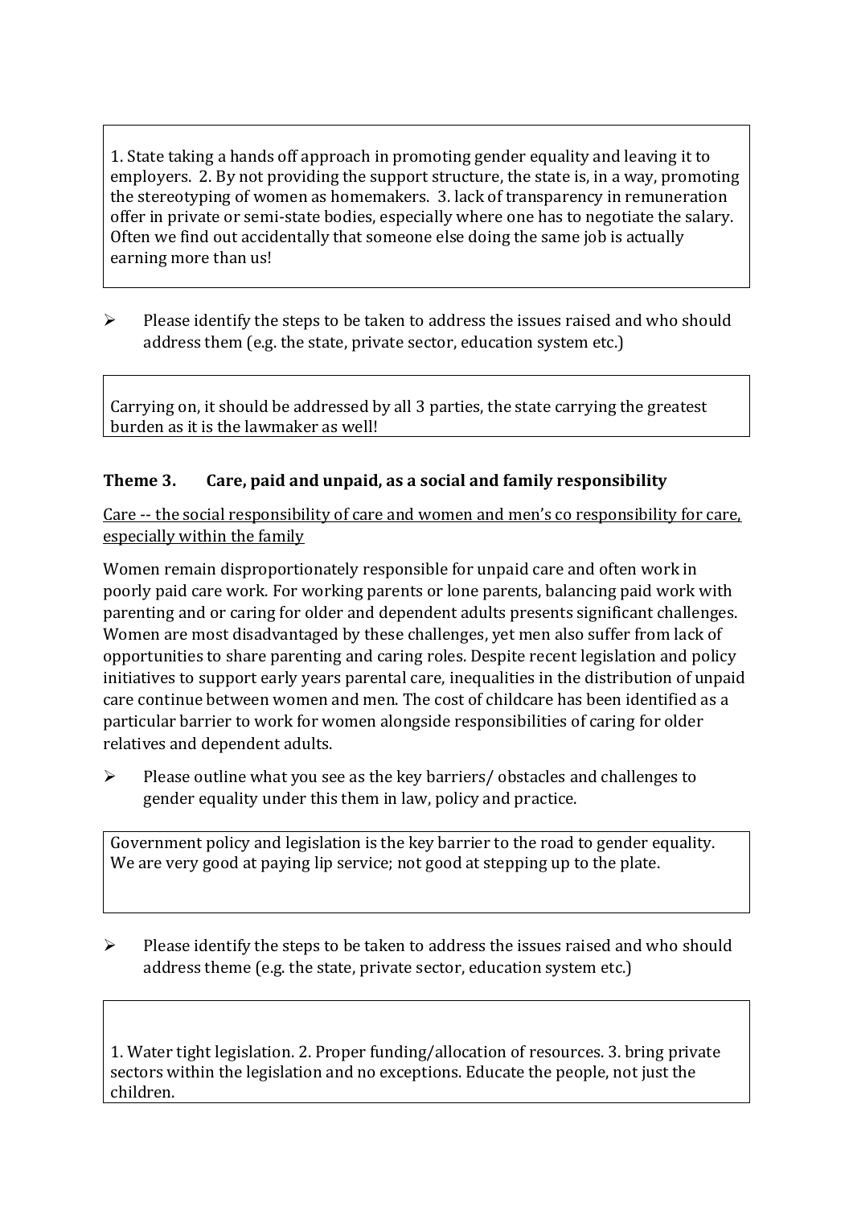1. State taking a hands off approach in promoting gender equality and leaving it to employers. 2. By not providing the support structure, the state is, in a way, promoting the stereotyping of women as homemakers. 3. lack of transparency in remuneration offer in private or semi-state bodies, especially where one has to negotiate the salary. Often we find out accidentally that someone else doing the same job is actually earning more than us!

- Please identify the steps to be taken to address the issues raised and who should address them (e.g. the state, private sector, education system etc.)

Carrying on, it should be addressed by all 3 parties, the state carrying the greatest burden as it is the lawmaker as well!

### Theme 3. Care, paid and unpaid, as a social and family responsibility

Care -- the social responsibility of care and women and men's co responsibility for care, especially within the family

Women remain disproportionately responsible for unpaid care and often work in poorly paid care work. For working parents or lone parents, balancing paid work with parenting and or caring for older and dependent adults presents significant challenges. Women are most disadvantaged by these challenges, yet men also suffer from lack of opportunities to share parenting and caring roles. Despite recent legislation and policy initiatives to support early years parental care, inequalities in the distribution of unpaid care continue between women and men. The cost of childcare has been identified as a particular barrier to work for women alongside responsibilities of caring for older relatives and dependent adults.

- Please outline what you see as the key barriers/ obstacles and challenges to gender equality under this them in law, policy and practice.

Government policy and legislation is the key barrier to the road to gender equality. We are very good at paying lip service; not good at stepping up to the plate.

- Please identify the steps to be taken to address the issues raised and who should address theme (e.g. the state, private sector, education system etc.)

1. Water tight legislation. 2. Proper funding/allocation of resources. 3. bring private sectors within the legislation and no exceptions. Educate the people, not just the children.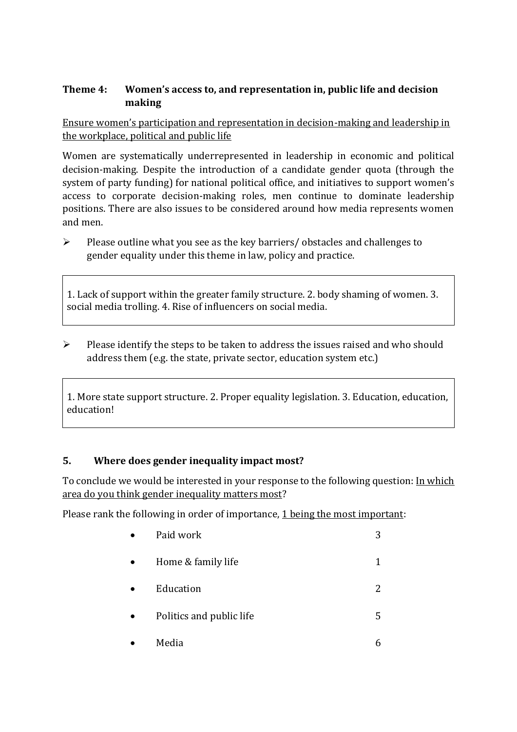## Theme 4: Women's access to, and representation in, public life and decision making

Ensure women's participation and representation in decision-making and leadership in the workplace, political and public life

Women are systematically underrepresented in leadership in economic and political decision-making. Despite the introduction of a candidate gender quota (through the system of party funding) for national political office, and initiatives to support women's access to corporate decision-making roles, men continue to dominate leadership positions. There are also issues to be considered around how media represents women and men.

- Please outline what you see as the key barriers/ obstacles and challenges to gender equality under this theme in law, policy and practice.

> 1. Lack of support within the greater family structure. 2. body shaming of women. 3. social media trolling. 4. Rise of influencers on social media.

- Please identify the steps to be taken to address the issues raised and who should address them (e.g. the state, private sector, education system etc.)

> 1. More state support structure. 2. Proper equality legislation. 3. Education, education, education!

## 5. Where does gender inequality impact most?

To conclude we would be interested in your response to the following question: In which area do you think gender inequality matters most?

Please rank the following in order of importance, 1 being the most important:

| Area | Rank |
|---|---|
| Paid work | 3 |
| Home & family life | 1 |
| Education | 2 |
| Politics and public life | 5 |
| Media | 6 |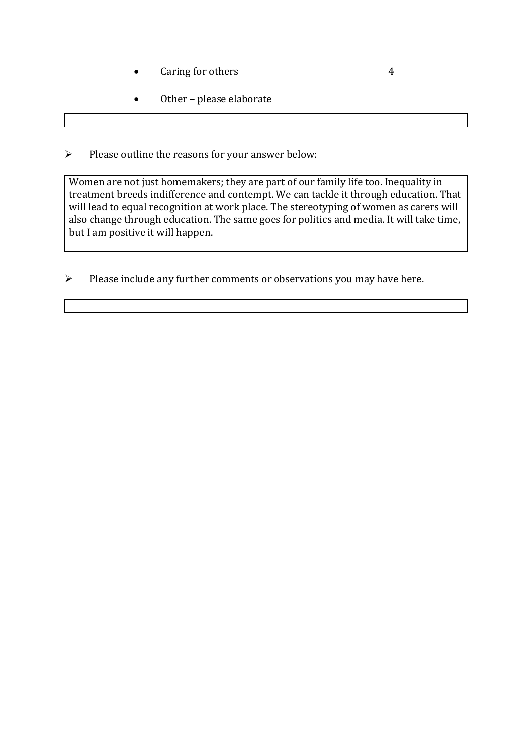- Caring for others 4
- Other – please elaborate

➢ Please outline the reasons for your answer below:

Women are not just homemakers; they are part of our family life too. Inequality in treatment breeds indifference and contempt. We can tackle it through education. That will lead to equal recognition at work place. The stereotyping of women as carers will also change through education. The same goes for politics and media. It will take time, but I am positive it will happen.

➢ Please include any further comments or observations you may have here.